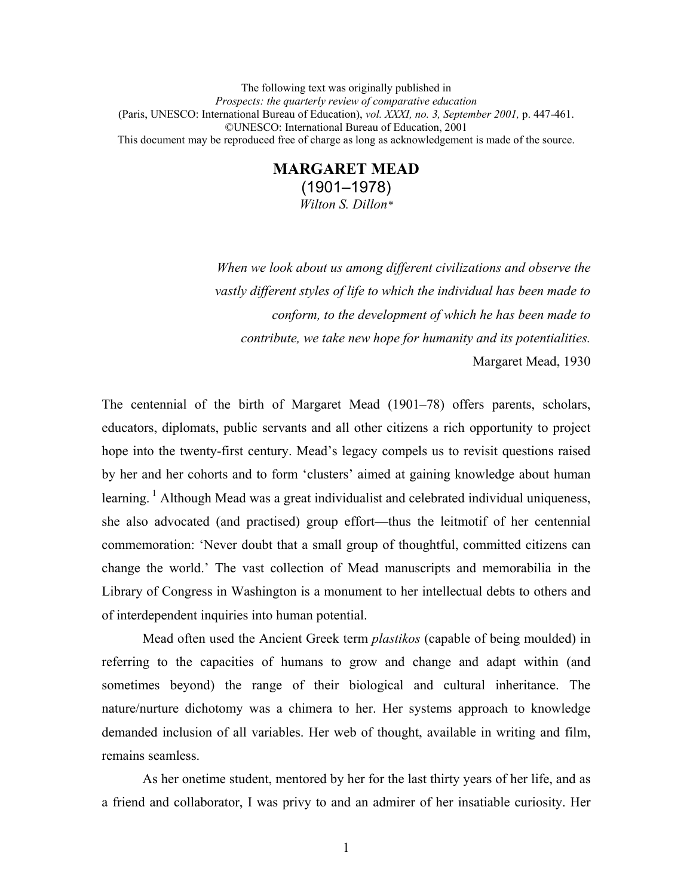The following text was originally published in
*Prospects: the quarterly review of comparative education*
(Paris, UNESCO: International Bureau of Education), *vol. XXXI, no. 3, September 2001,* p. 447-461.
©UNESCO: International Bureau of Education, 2001
This document may be reproduced free of charge as long as acknowledgement is made of the source.

# MARGARET MEAD
(1901–1978)
*Wilton S. Dillon\**

> *When we look about us among different civilizations and observe the vastly different styles of life to which the individual has been made to conform, to the development of which he has been made to contribute, we take new hope for humanity and its potentialities.*
>
> Margaret Mead, 1930

The centennial of the birth of Margaret Mead (1901–78) offers parents, scholars, educators, diplomats, public servants and all other citizens a rich opportunity to project hope into the twenty-first century. Mead's legacy compels us to revisit questions raised by her and her cohorts and to form 'clusters' aimed at gaining knowledge about human learning. [1] Although Mead was a great individualist and celebrated individual uniqueness, she also advocated (and practised) group effort—thus the leitmotif of her centennial commemoration: 'Never doubt that a small group of thoughtful, committed citizens can change the world.' The vast collection of Mead manuscripts and memorabilia in the Library of Congress in Washington is a monument to her intellectual debts to others and of interdependent inquiries into human potential.

Mead often used the Ancient Greek term *plastikos* (capable of being moulded) in referring to the capacities of humans to grow and change and adapt within (and sometimes beyond) the range of their biological and cultural inheritance. The nature/nurture dichotomy was a chimera to her. Her systems approach to knowledge demanded inclusion of all variables. Her web of thought, available in writing and film, remains seamless.

As her onetime student, mentored by her for the last thirty years of her life, and as a friend and collaborator, I was privy to and an admirer of her insatiable curiosity. Her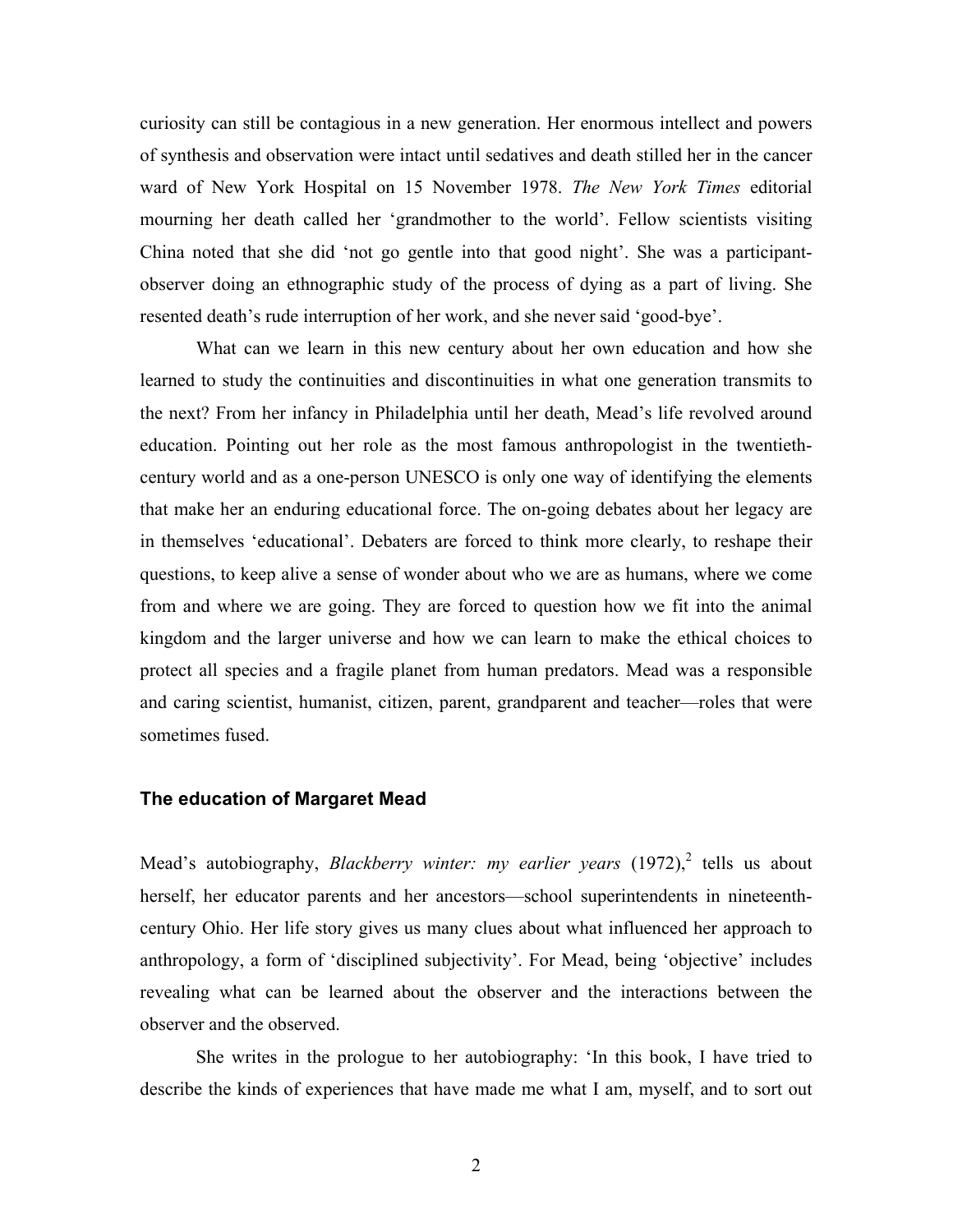curiosity can still be contagious in a new generation. Her enormous intellect and powers of synthesis and observation were intact until sedatives and death stilled her in the cancer ward of New York Hospital on 15 November 1978. *The New York Times* editorial mourning her death called her 'grandmother to the world'. Fellow scientists visiting China noted that she did 'not go gentle into that good night'. She was a participant-observer doing an ethnographic study of the process of dying as a part of living. She resented death's rude interruption of her work, and she never said 'good-bye'.

What can we learn in this new century about her own education and how she learned to study the continuities and discontinuities in what one generation transmits to the next? From her infancy in Philadelphia until her death, Mead's life revolved around education. Pointing out her role as the most famous anthropologist in the twentieth-century world and as a one-person UNESCO is only one way of identifying the elements that make her an enduring educational force. The on-going debates about her legacy are in themselves 'educational'. Debaters are forced to think more clearly, to reshape their questions, to keep alive a sense of wonder about who we are as humans, where we come from and where we are going. They are forced to question how we fit into the animal kingdom and the larger universe and how we can learn to make the ethical choices to protect all species and a fragile planet from human predators. Mead was a responsible and caring scientist, humanist, citizen, parent, grandparent and teacher—roles that were sometimes fused.

## The education of Margaret Mead

Mead's autobiography, *Blackberry winter: my earlier years* (1972),[2] tells us about herself, her educator parents and her ancestors—school superintendents in nineteenth-century Ohio. Her life story gives us many clues about what influenced her approach to anthropology, a form of 'disciplined subjectivity'. For Mead, being 'objective' includes revealing what can be learned about the observer and the interactions between the observer and the observed.

She writes in the prologue to her autobiography: 'In this book, I have tried to describe the kinds of experiences that have made me what I am, myself, and to sort out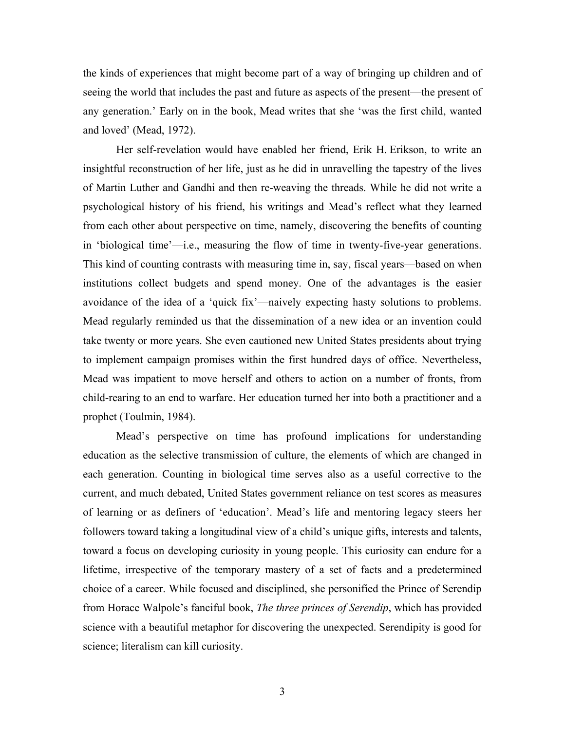the kinds of experiences that might become part of a way of bringing up children and of seeing the world that includes the past and future as aspects of the present—the present of any generation.' Early on in the book, Mead writes that she 'was the first child, wanted and loved' (Mead, 1972).

Her self-revelation would have enabled her friend, Erik H. Erikson, to write an insightful reconstruction of her life, just as he did in unravelling the tapestry of the lives of Martin Luther and Gandhi and then re-weaving the threads. While he did not write a psychological history of his friend, his writings and Mead's reflect what they learned from each other about perspective on time, namely, discovering the benefits of counting in 'biological time'—i.e., measuring the flow of time in twenty-five-year generations. This kind of counting contrasts with measuring time in, say, fiscal years—based on when institutions collect budgets and spend money. One of the advantages is the easier avoidance of the idea of a 'quick fix'—naively expecting hasty solutions to problems. Mead regularly reminded us that the dissemination of a new idea or an invention could take twenty or more years. She even cautioned new United States presidents about trying to implement campaign promises within the first hundred days of office. Nevertheless, Mead was impatient to move herself and others to action on a number of fronts, from child-rearing to an end to warfare. Her education turned her into both a practitioner and a prophet (Toulmin, 1984).

Mead's perspective on time has profound implications for understanding education as the selective transmission of culture, the elements of which are changed in each generation. Counting in biological time serves also as a useful corrective to the current, and much debated, United States government reliance on test scores as measures of learning or as definers of 'education'. Mead's life and mentoring legacy steers her followers toward taking a longitudinal view of a child's unique gifts, interests and talents, toward a focus on developing curiosity in young people. This curiosity can endure for a lifetime, irrespective of the temporary mastery of a set of facts and a predetermined choice of a career. While focused and disciplined, she personified the Prince of Serendip from Horace Walpole's fanciful book, *The three princes of Serendip*, which has provided science with a beautiful metaphor for discovering the unexpected. Serendipity is good for science; literalism can kill curiosity.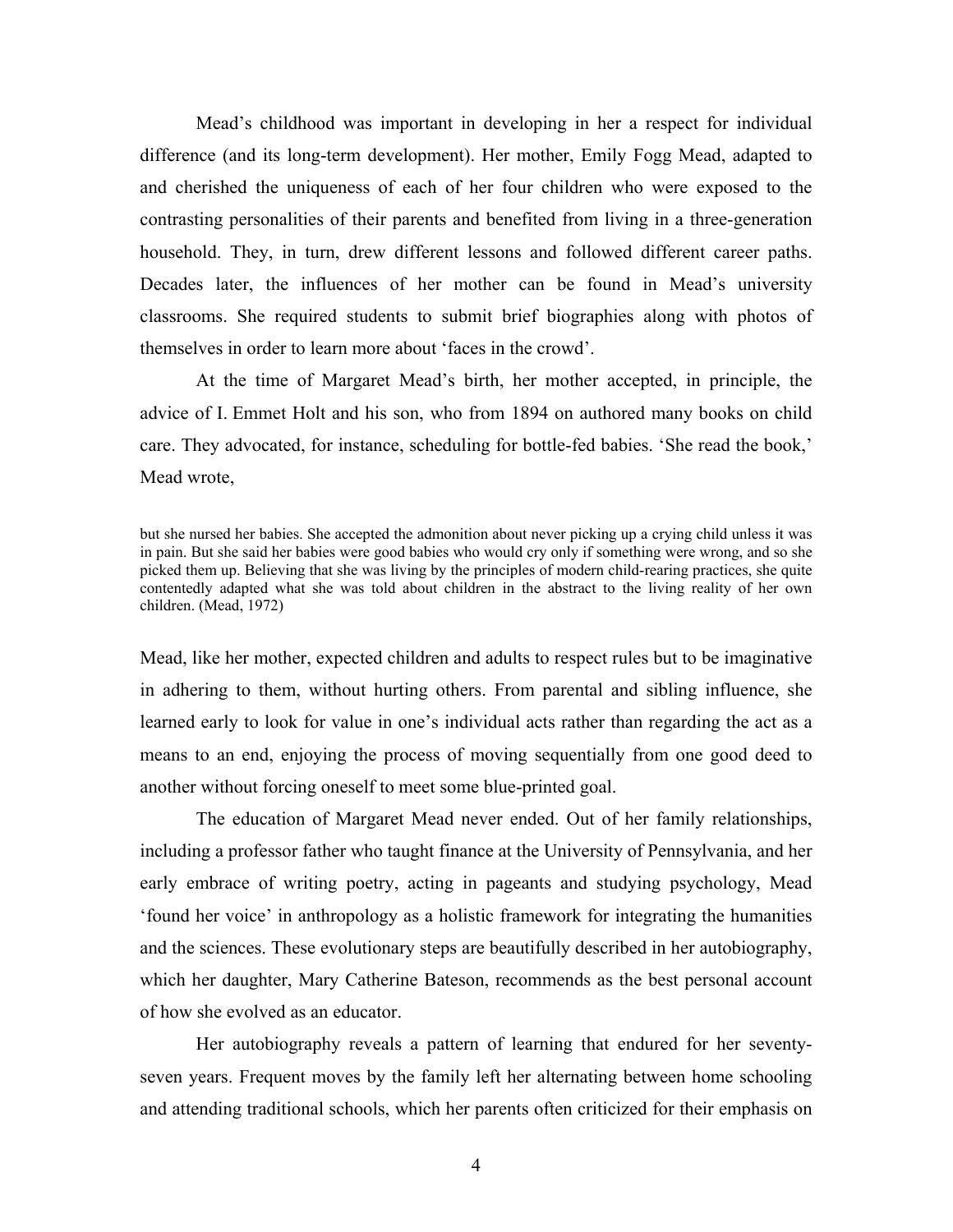Mead's childhood was important in developing in her a respect for individual difference (and its long-term development). Her mother, Emily Fogg Mead, adapted to and cherished the uniqueness of each of her four children who were exposed to the contrasting personalities of their parents and benefited from living in a three-generation household. They, in turn, drew different lessons and followed different career paths. Decades later, the influences of her mother can be found in Mead's university classrooms. She required students to submit brief biographies along with photos of themselves in order to learn more about 'faces in the crowd'.

At the time of Margaret Mead's birth, her mother accepted, in principle, the advice of I. Emmet Holt and his son, who from 1894 on authored many books on child care. They advocated, for instance, scheduling for bottle-fed babies. 'She read the book,' Mead wrote,

> but she nursed her babies. She accepted the admonition about never picking up a crying child unless it was in pain. But she said her babies were good babies who would cry only if something were wrong, and so she picked them up. Believing that she was living by the principles of modern child-rearing practices, she quite contentedly adapted what she was told about children in the abstract to the living reality of her own children. (Mead, 1972)

Mead, like her mother, expected children and adults to respect rules but to be imaginative in adhering to them, without hurting others. From parental and sibling influence, she learned early to look for value in one's individual acts rather than regarding the act as a means to an end, enjoying the process of moving sequentially from one good deed to another without forcing oneself to meet some blue-printed goal.

The education of Margaret Mead never ended. Out of her family relationships, including a professor father who taught finance at the University of Pennsylvania, and her early embrace of writing poetry, acting in pageants and studying psychology, Mead 'found her voice' in anthropology as a holistic framework for integrating the humanities and the sciences. These evolutionary steps are beautifully described in her autobiography, which her daughter, Mary Catherine Bateson, recommends as the best personal account of how she evolved as an educator.

Her autobiography reveals a pattern of learning that endured for her seventy-seven years. Frequent moves by the family left her alternating between home schooling and attending traditional schools, which her parents often criticized for their emphasis on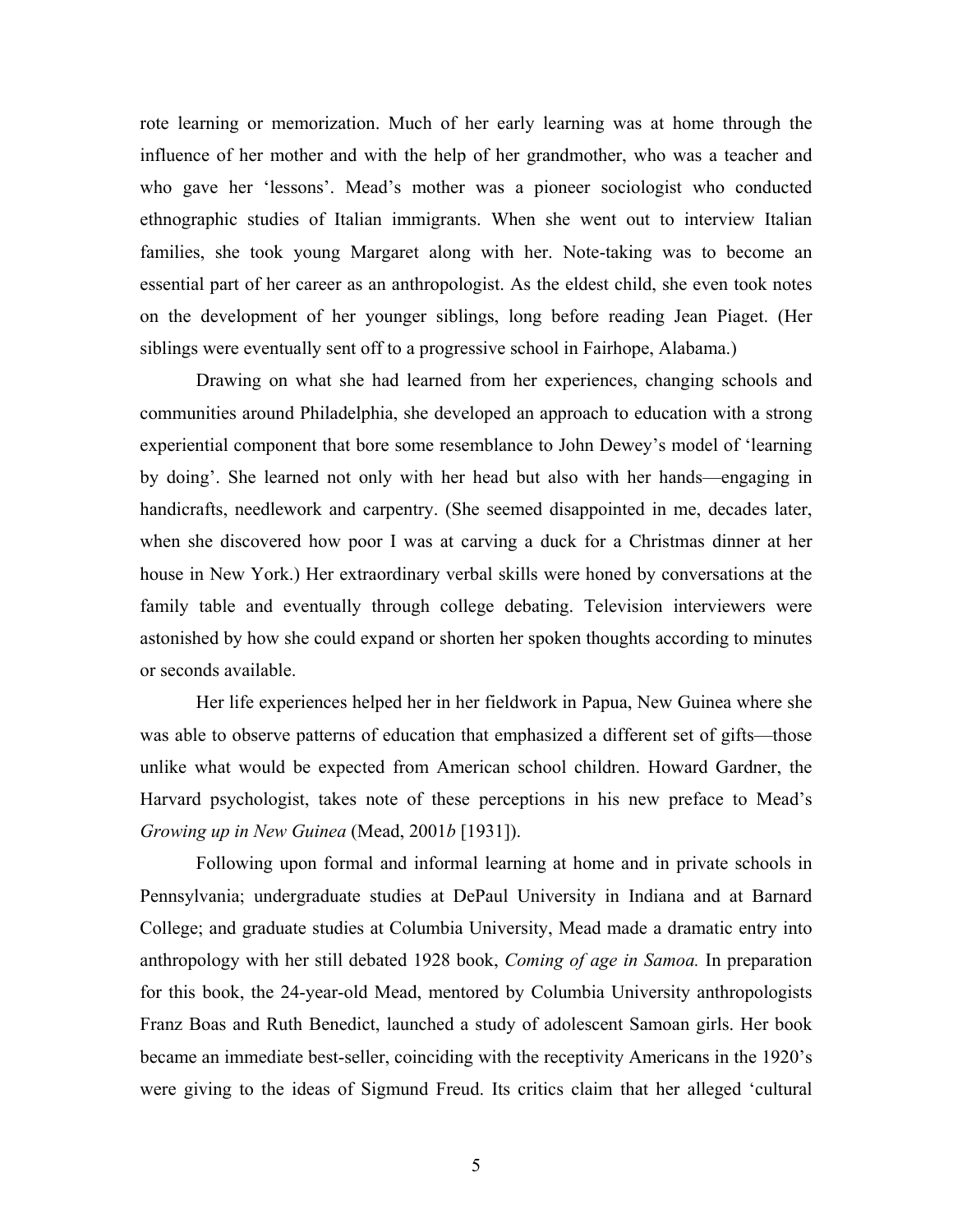rote learning or memorization. Much of her early learning was at home through the influence of her mother and with the help of her grandmother, who was a teacher and who gave her 'lessons'. Mead's mother was a pioneer sociologist who conducted ethnographic studies of Italian immigrants. When she went out to interview Italian families, she took young Margaret along with her. Note-taking was to become an essential part of her career as an anthropologist. As the eldest child, she even took notes on the development of her younger siblings, long before reading Jean Piaget. (Her siblings were eventually sent off to a progressive school in Fairhope, Alabama.)

Drawing on what she had learned from her experiences, changing schools and communities around Philadelphia, she developed an approach to education with a strong experiential component that bore some resemblance to John Dewey's model of 'learning by doing'. She learned not only with her head but also with her hands—engaging in handicrafts, needlework and carpentry. (She seemed disappointed in me, decades later, when she discovered how poor I was at carving a duck for a Christmas dinner at her house in New York.) Her extraordinary verbal skills were honed by conversations at the family table and eventually through college debating. Television interviewers were astonished by how she could expand or shorten her spoken thoughts according to minutes or seconds available.

Her life experiences helped her in her fieldwork in Papua, New Guinea where she was able to observe patterns of education that emphasized a different set of gifts—those unlike what would be expected from American school children. Howard Gardner, the Harvard psychologist, takes note of these perceptions in his new preface to Mead's *Growing up in New Guinea* (Mead, 2001*b* [1931]).

Following upon formal and informal learning at home and in private schools in Pennsylvania; undergraduate studies at DePaul University in Indiana and at Barnard College; and graduate studies at Columbia University, Mead made a dramatic entry into anthropology with her still debated 1928 book, *Coming of age in Samoa.* In preparation for this book, the 24-year-old Mead, mentored by Columbia University anthropologists Franz Boas and Ruth Benedict, launched a study of adolescent Samoan girls. Her book became an immediate best-seller, coinciding with the receptivity Americans in the 1920's were giving to the ideas of Sigmund Freud. Its critics claim that her alleged 'cultural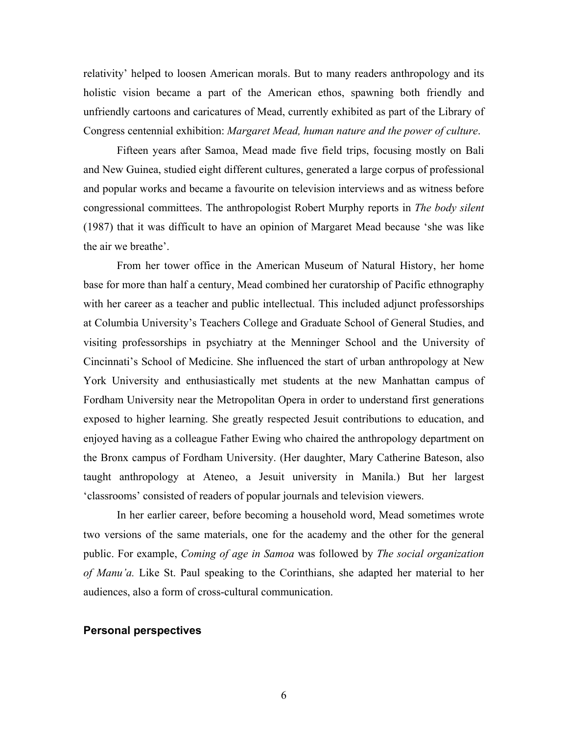relativity' helped to loosen American morals. But to many readers anthropology and its holistic vision became a part of the American ethos, spawning both friendly and unfriendly cartoons and caricatures of Mead, currently exhibited as part of the Library of Congress centennial exhibition: *Margaret Mead, human nature and the power of culture*.

Fifteen years after Samoa, Mead made five field trips, focusing mostly on Bali and New Guinea, studied eight different cultures, generated a large corpus of professional and popular works and became a favourite on television interviews and as witness before congressional committees. The anthropologist Robert Murphy reports in *The body silent* (1987) that it was difficult to have an opinion of Margaret Mead because 'she was like the air we breathe'.

From her tower office in the American Museum of Natural History, her home base for more than half a century, Mead combined her curatorship of Pacific ethnography with her career as a teacher and public intellectual. This included adjunct professorships at Columbia University's Teachers College and Graduate School of General Studies, and visiting professorships in psychiatry at the Menninger School and the University of Cincinnati's School of Medicine. She influenced the start of urban anthropology at New York University and enthusiastically met students at the new Manhattan campus of Fordham University near the Metropolitan Opera in order to understand first generations exposed to higher learning. She greatly respected Jesuit contributions to education, and enjoyed having as a colleague Father Ewing who chaired the anthropology department on the Bronx campus of Fordham University. (Her daughter, Mary Catherine Bateson, also taught anthropology at Ateneo, a Jesuit university in Manila.) But her largest 'classrooms' consisted of readers of popular journals and television viewers.

In her earlier career, before becoming a household word, Mead sometimes wrote two versions of the same materials, one for the academy and the other for the general public. For example, *Coming of age in Samoa* was followed by *The social organization of Manu'a.* Like St. Paul speaking to the Corinthians, she adapted her material to her audiences, also a form of cross-cultural communication.

## Personal perspectives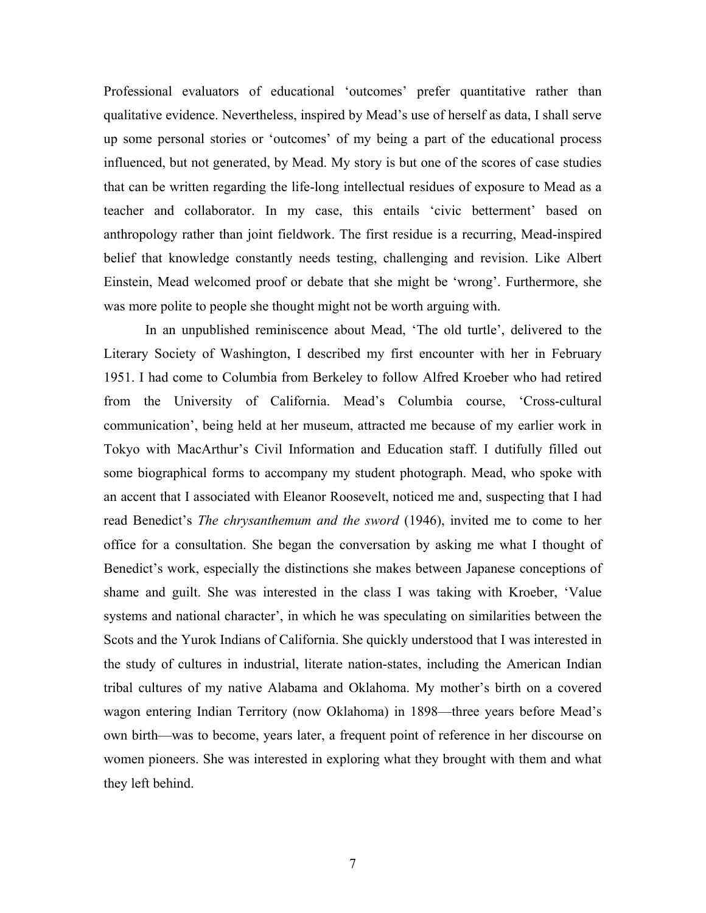Professional evaluators of educational 'outcomes' prefer quantitative rather than qualitative evidence. Nevertheless, inspired by Mead's use of herself as data, I shall serve up some personal stories or 'outcomes' of my being a part of the educational process influenced, but not generated, by Mead. My story is but one of the scores of case studies that can be written regarding the life-long intellectual residues of exposure to Mead as a teacher and collaborator. In my case, this entails 'civic betterment' based on anthropology rather than joint fieldwork. The first residue is a recurring, Mead-inspired belief that knowledge constantly needs testing, challenging and revision. Like Albert Einstein, Mead welcomed proof or debate that she might be 'wrong'. Furthermore, she was more polite to people she thought might not be worth arguing with.

In an unpublished reminiscence about Mead, 'The old turtle', delivered to the Literary Society of Washington, I described my first encounter with her in February 1951. I had come to Columbia from Berkeley to follow Alfred Kroeber who had retired from the University of California. Mead's Columbia course, 'Cross-cultural communication', being held at her museum, attracted me because of my earlier work in Tokyo with MacArthur's Civil Information and Education staff. I dutifully filled out some biographical forms to accompany my student photograph. Mead, who spoke with an accent that I associated with Eleanor Roosevelt, noticed me and, suspecting that I had read Benedict's *The chrysanthemum and the sword* (1946), invited me to come to her office for a consultation. She began the conversation by asking me what I thought of Benedict's work, especially the distinctions she makes between Japanese conceptions of shame and guilt. She was interested in the class I was taking with Kroeber, 'Value systems and national character', in which he was speculating on similarities between the Scots and the Yurok Indians of California. She quickly understood that I was interested in the study of cultures in industrial, literate nation-states, including the American Indian tribal cultures of my native Alabama and Oklahoma. My mother's birth on a covered wagon entering Indian Territory (now Oklahoma) in 1898—three years before Mead's own birth—was to become, years later, a frequent point of reference in her discourse on women pioneers. She was interested in exploring what they brought with them and what they left behind.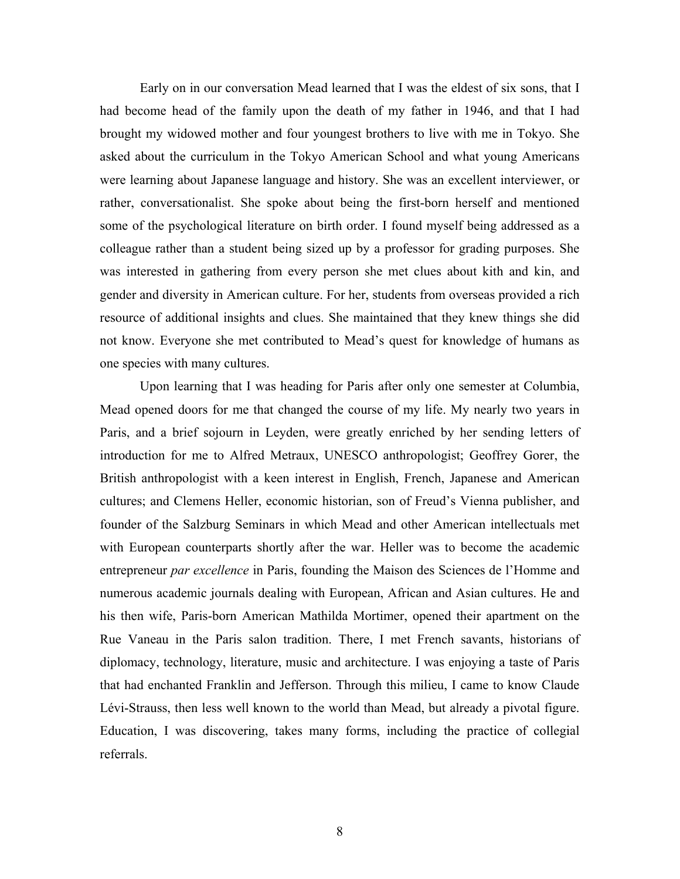Early on in our conversation Mead learned that I was the eldest of six sons, that I had become head of the family upon the death of my father in 1946, and that I had brought my widowed mother and four youngest brothers to live with me in Tokyo. She asked about the curriculum in the Tokyo American School and what young Americans were learning about Japanese language and history. She was an excellent interviewer, or rather, conversationalist. She spoke about being the first-born herself and mentioned some of the psychological literature on birth order. I found myself being addressed as a colleague rather than a student being sized up by a professor for grading purposes. She was interested in gathering from every person she met clues about kith and kin, and gender and diversity in American culture. For her, students from overseas provided a rich resource of additional insights and clues. She maintained that they knew things she did not know. Everyone she met contributed to Mead's quest for knowledge of humans as one species with many cultures.

Upon learning that I was heading for Paris after only one semester at Columbia, Mead opened doors for me that changed the course of my life. My nearly two years in Paris, and a brief sojourn in Leyden, were greatly enriched by her sending letters of introduction for me to Alfred Metraux, UNESCO anthropologist; Geoffrey Gorer, the British anthropologist with a keen interest in English, French, Japanese and American cultures; and Clemens Heller, economic historian, son of Freud's Vienna publisher, and founder of the Salzburg Seminars in which Mead and other American intellectuals met with European counterparts shortly after the war. Heller was to become the academic entrepreneur *par excellence* in Paris, founding the Maison des Sciences de l'Homme and numerous academic journals dealing with European, African and Asian cultures. He and his then wife, Paris-born American Mathilda Mortimer, opened their apartment on the Rue Vaneau in the Paris salon tradition. There, I met French savants, historians of diplomacy, technology, literature, music and architecture. I was enjoying a taste of Paris that had enchanted Franklin and Jefferson. Through this milieu, I came to know Claude Lévi-Strauss, then less well known to the world than Mead, but already a pivotal figure. Education, I was discovering, takes many forms, including the practice of collegial referrals.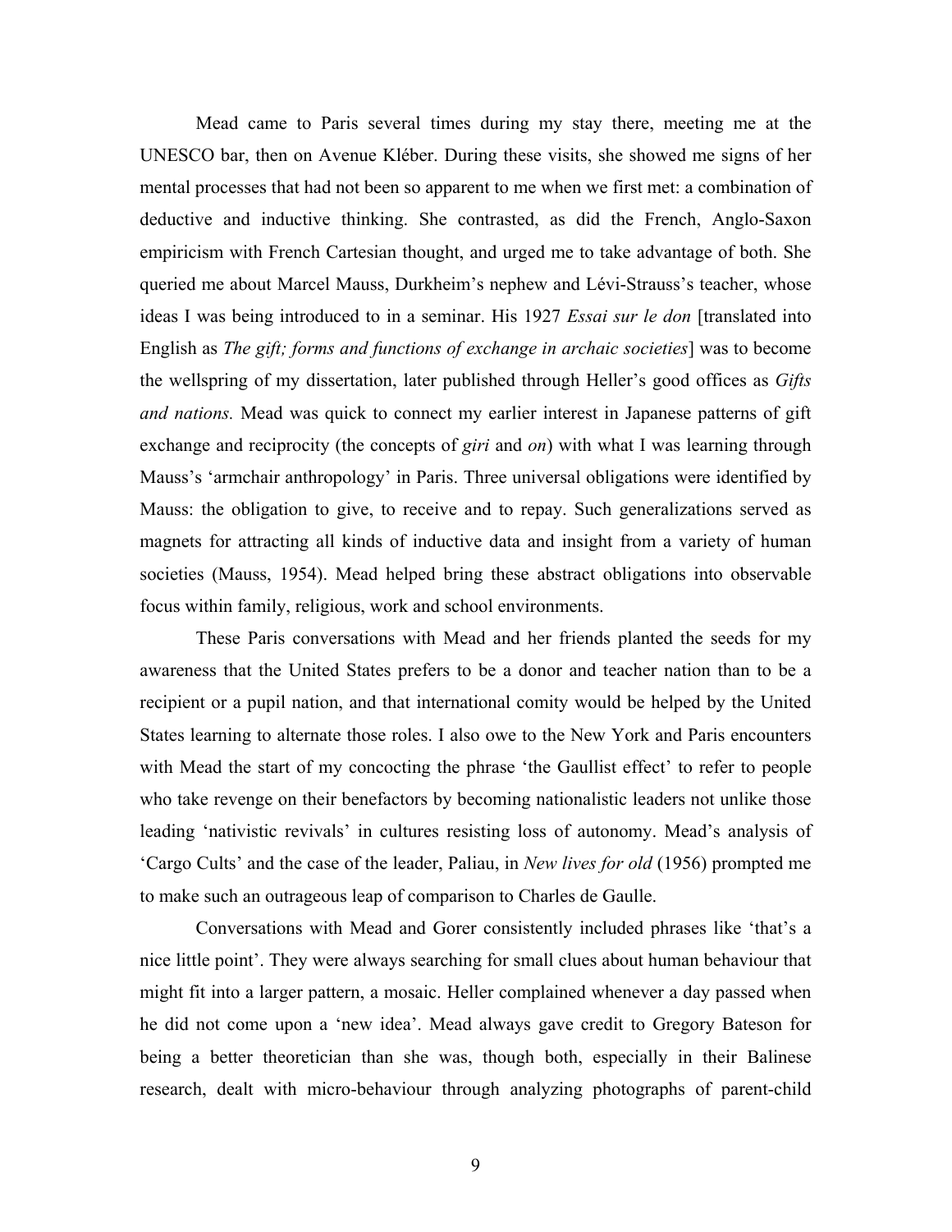Mead came to Paris several times during my stay there, meeting me at the UNESCO bar, then on Avenue Kléber. During these visits, she showed me signs of her mental processes that had not been so apparent to me when we first met: a combination of deductive and inductive thinking. She contrasted, as did the French, Anglo-Saxon empiricism with French Cartesian thought, and urged me to take advantage of both. She queried me about Marcel Mauss, Durkheim's nephew and Lévi-Strauss's teacher, whose ideas I was being introduced to in a seminar. His 1927 *Essai sur le don* [translated into English as *The gift; forms and functions of exchange in archaic societies*] was to become the wellspring of my dissertation, later published through Heller's good offices as *Gifts and nations.* Mead was quick to connect my earlier interest in Japanese patterns of gift exchange and reciprocity (the concepts of *giri* and *on*) with what I was learning through Mauss's 'armchair anthropology' in Paris. Three universal obligations were identified by Mauss: the obligation to give, to receive and to repay. Such generalizations served as magnets for attracting all kinds of inductive data and insight from a variety of human societies (Mauss, 1954). Mead helped bring these abstract obligations into observable focus within family, religious, work and school environments.

These Paris conversations with Mead and her friends planted the seeds for my awareness that the United States prefers to be a donor and teacher nation than to be a recipient or a pupil nation, and that international comity would be helped by the United States learning to alternate those roles. I also owe to the New York and Paris encounters with Mead the start of my concocting the phrase 'the Gaullist effect' to refer to people who take revenge on their benefactors by becoming nationalistic leaders not unlike those leading 'nativistic revivals' in cultures resisting loss of autonomy. Mead's analysis of 'Cargo Cults' and the case of the leader, Paliau, in *New lives for old* (1956) prompted me to make such an outrageous leap of comparison to Charles de Gaulle.

Conversations with Mead and Gorer consistently included phrases like 'that's a nice little point'. They were always searching for small clues about human behaviour that might fit into a larger pattern, a mosaic. Heller complained whenever a day passed when he did not come upon a 'new idea'. Mead always gave credit to Gregory Bateson for being a better theoretician than she was, though both, especially in their Balinese research, dealt with micro-behaviour through analyzing photographs of parent-child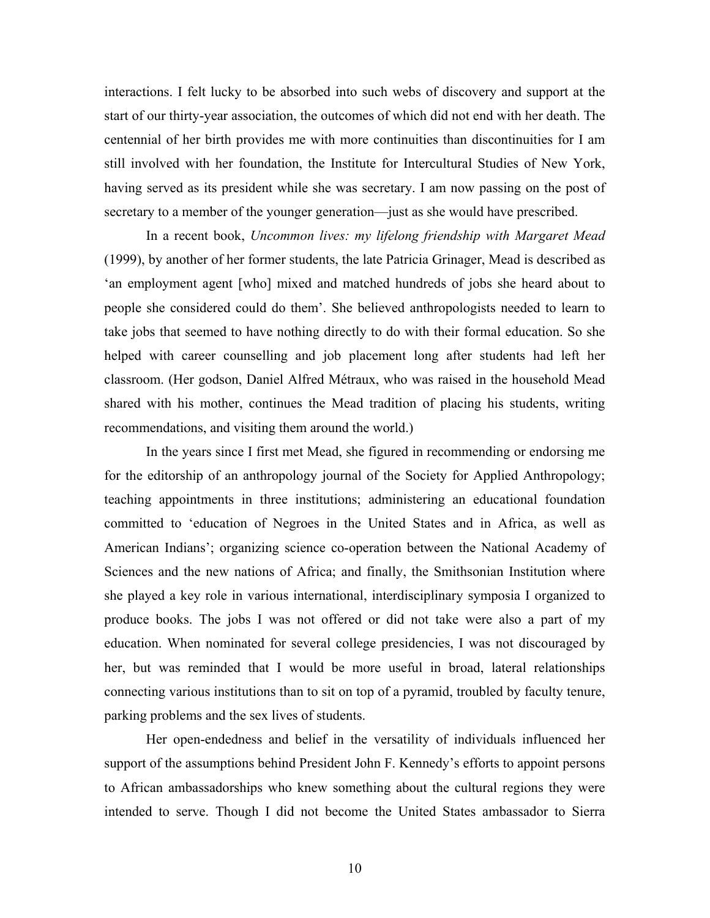interactions. I felt lucky to be absorbed into such webs of discovery and support at the start of our thirty-year association, the outcomes of which did not end with her death. The centennial of her birth provides me with more continuities than discontinuities for I am still involved with her foundation, the Institute for Intercultural Studies of New York, having served as its president while she was secretary. I am now passing on the post of secretary to a member of the younger generation—just as she would have prescribed.

In a recent book, *Uncommon lives: my lifelong friendship with Margaret Mead* (1999), by another of her former students, the late Patricia Grinager, Mead is described as 'an employment agent [who] mixed and matched hundreds of jobs she heard about to people she considered could do them'. She believed anthropologists needed to learn to take jobs that seemed to have nothing directly to do with their formal education. So she helped with career counselling and job placement long after students had left her classroom. (Her godson, Daniel Alfred Métraux, who was raised in the household Mead shared with his mother, continues the Mead tradition of placing his students, writing recommendations, and visiting them around the world.)

In the years since I first met Mead, she figured in recommending or endorsing me for the editorship of an anthropology journal of the Society for Applied Anthropology; teaching appointments in three institutions; administering an educational foundation committed to 'education of Negroes in the United States and in Africa, as well as American Indians'; organizing science co-operation between the National Academy of Sciences and the new nations of Africa; and finally, the Smithsonian Institution where she played a key role in various international, interdisciplinary symposia I organized to produce books. The jobs I was not offered or did not take were also a part of my education. When nominated for several college presidencies, I was not discouraged by her, but was reminded that I would be more useful in broad, lateral relationships connecting various institutions than to sit on top of a pyramid, troubled by faculty tenure, parking problems and the sex lives of students.

Her open-endedness and belief in the versatility of individuals influenced her support of the assumptions behind President John F. Kennedy's efforts to appoint persons to African ambassadorships who knew something about the cultural regions they were intended to serve. Though I did not become the United States ambassador to Sierra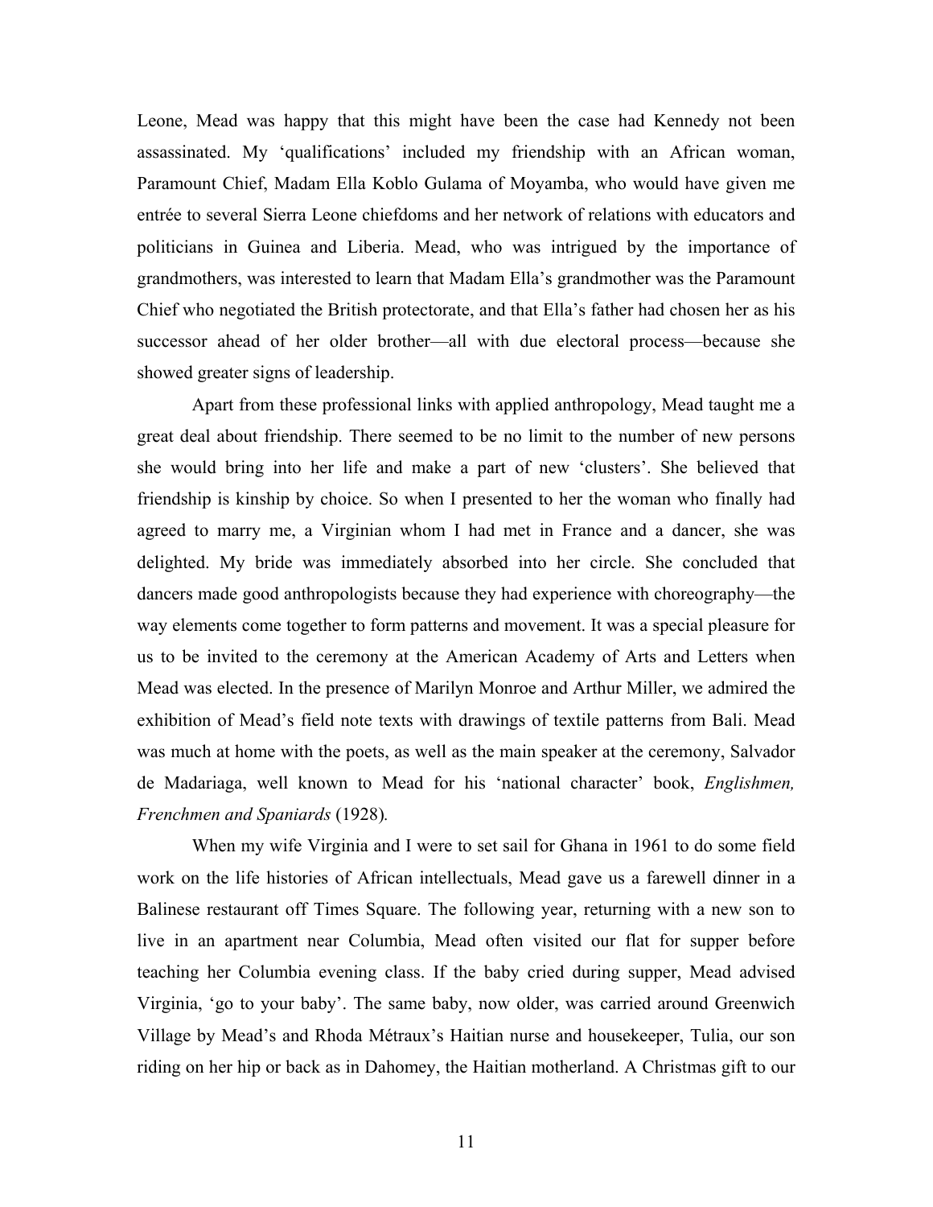Leone, Mead was happy that this might have been the case had Kennedy not been assassinated. My 'qualifications' included my friendship with an African woman, Paramount Chief, Madam Ella Koblo Gulama of Moyamba, who would have given me entrée to several Sierra Leone chiefdoms and her network of relations with educators and politicians in Guinea and Liberia. Mead, who was intrigued by the importance of grandmothers, was interested to learn that Madam Ella's grandmother was the Paramount Chief who negotiated the British protectorate, and that Ella's father had chosen her as his successor ahead of her older brother—all with due electoral process—because she showed greater signs of leadership.

Apart from these professional links with applied anthropology, Mead taught me a great deal about friendship. There seemed to be no limit to the number of new persons she would bring into her life and make a part of new 'clusters'. She believed that friendship is kinship by choice. So when I presented to her the woman who finally had agreed to marry me, a Virginian whom I had met in France and a dancer, she was delighted. My bride was immediately absorbed into her circle. She concluded that dancers made good anthropologists because they had experience with choreography—the way elements come together to form patterns and movement. It was a special pleasure for us to be invited to the ceremony at the American Academy of Arts and Letters when Mead was elected. In the presence of Marilyn Monroe and Arthur Miller, we admired the exhibition of Mead's field note texts with drawings of textile patterns from Bali. Mead was much at home with the poets, as well as the main speaker at the ceremony, Salvador de Madariaga, well known to Mead for his 'national character' book, *Englishmen, Frenchmen and Spaniards* (1928).

When my wife Virginia and I were to set sail for Ghana in 1961 to do some field work on the life histories of African intellectuals, Mead gave us a farewell dinner in a Balinese restaurant off Times Square. The following year, returning with a new son to live in an apartment near Columbia, Mead often visited our flat for supper before teaching her Columbia evening class. If the baby cried during supper, Mead advised Virginia, 'go to your baby'. The same baby, now older, was carried around Greenwich Village by Mead's and Rhoda Métraux's Haitian nurse and housekeeper, Tulia, our son riding on her hip or back as in Dahomey, the Haitian motherland. A Christmas gift to our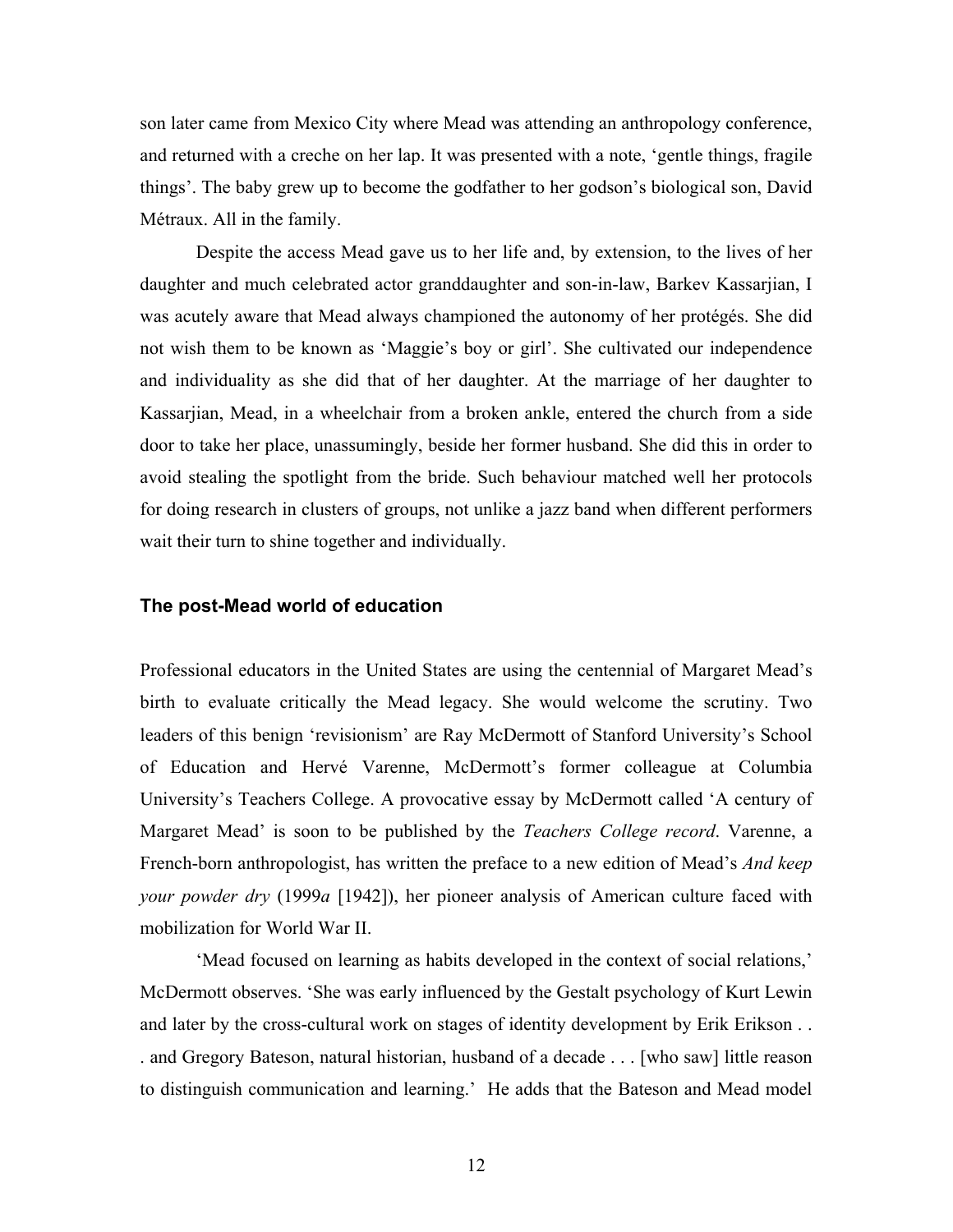son later came from Mexico City where Mead was attending an anthropology conference, and returned with a creche on her lap. It was presented with a note, 'gentle things, fragile things'. The baby grew up to become the godfather to her godson's biological son, David Métraux. All in the family.

Despite the access Mead gave us to her life and, by extension, to the lives of her daughter and much celebrated actor granddaughter and son-in-law, Barkev Kassarjian, I was acutely aware that Mead always championed the autonomy of her protégés. She did not wish them to be known as 'Maggie's boy or girl'. She cultivated our independence and individuality as she did that of her daughter. At the marriage of her daughter to Kassarjian, Mead, in a wheelchair from a broken ankle, entered the church from a side door to take her place, unassumingly, beside her former husband. She did this in order to avoid stealing the spotlight from the bride. Such behaviour matched well her protocols for doing research in clusters of groups, not unlike a jazz band when different performers wait their turn to shine together and individually.

### The post-Mead world of education

Professional educators in the United States are using the centennial of Margaret Mead's birth to evaluate critically the Mead legacy. She would welcome the scrutiny. Two leaders of this benign 'revisionism' are Ray McDermott of Stanford University's School of Education and Hervé Varenne, McDermott's former colleague at Columbia University's Teachers College. A provocative essay by McDermott called 'A century of Margaret Mead' is soon to be published by the *Teachers College record*. Varenne, a French-born anthropologist, has written the preface to a new edition of Mead's *And keep your powder dry* (1999*a* [1942]), her pioneer analysis of American culture faced with mobilization for World War II.

'Mead focused on learning as habits developed in the context of social relations,' McDermott observes. 'She was early influenced by the Gestalt psychology of Kurt Lewin and later by the cross-cultural work on stages of identity development by Erik Erikson . . . and Gregory Bateson, natural historian, husband of a decade . . . [who saw] little reason to distinguish communication and learning.' He adds that the Bateson and Mead model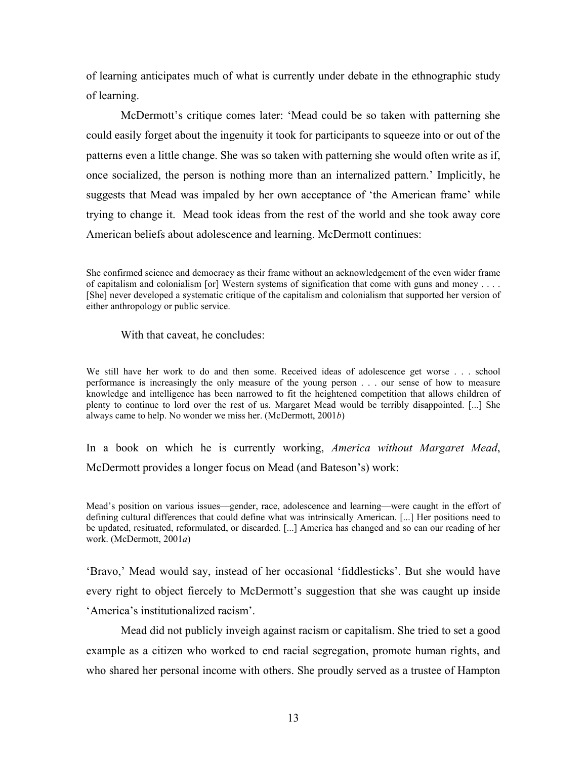of learning anticipates much of what is currently under debate in the ethnographic study of learning.

McDermott's critique comes later: 'Mead could be so taken with patterning she could easily forget about the ingenuity it took for participants to squeeze into or out of the patterns even a little change. She was so taken with patterning she would often write as if, once socialized, the person is nothing more than an internalized pattern.' Implicitly, he suggests that Mead was impaled by her own acceptance of 'the American frame' while trying to change it. Mead took ideas from the rest of the world and she took away core American beliefs about adolescence and learning. McDermott continues:

> She confirmed science and democracy as their frame without an acknowledgement of the even wider frame of capitalism and colonialism [or] Western systems of signification that come with guns and money . . . . [She] never developed a systematic critique of the capitalism and colonialism that supported her version of either anthropology or public service.

With that caveat, he concludes:

> We still have her work to do and then some. Received ideas of adolescence get worse . . . school performance is increasingly the only measure of the young person . . . our sense of how to measure knowledge and intelligence has been narrowed to fit the heightened competition that allows children of plenty to continue to lord over the rest of us. Margaret Mead would be terribly disappointed. [...] She always came to help. No wonder we miss her. (McDermott, 2001*b*)

In a book on which he is currently working, *America without Margaret Mead*, McDermott provides a longer focus on Mead (and Bateson's) work:

> Mead's position on various issues—gender, race, adolescence and learning—were caught in the effort of defining cultural differences that could define what was intrinsically American. [...] Her positions need to be updated, resituated, reformulated, or discarded. [...] America has changed and so can our reading of her work. (McDermott, 2001*a*)

'Bravo,' Mead would say, instead of her occasional 'fiddlesticks'. But she would have every right to object fiercely to McDermott's suggestion that she was caught up inside 'America's institutionalized racism'.

Mead did not publicly inveigh against racism or capitalism. She tried to set a good example as a citizen who worked to end racial segregation, promote human rights, and who shared her personal income with others. She proudly served as a trustee of Hampton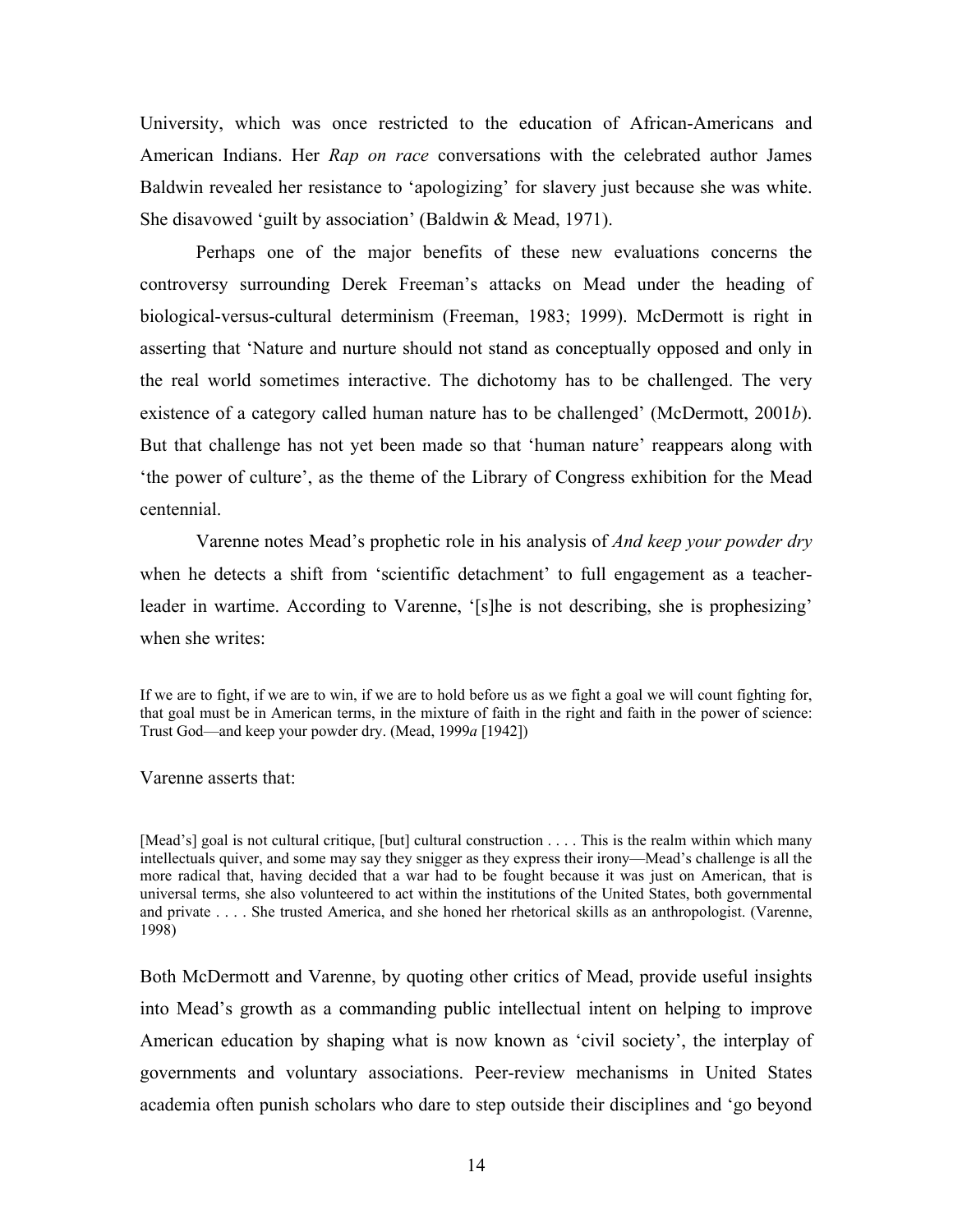University, which was once restricted to the education of African-Americans and American Indians. Her *Rap on race* conversations with the celebrated author James Baldwin revealed her resistance to 'apologizing' for slavery just because she was white. She disavowed 'guilt by association' (Baldwin & Mead, 1971).

Perhaps one of the major benefits of these new evaluations concerns the controversy surrounding Derek Freeman's attacks on Mead under the heading of biological-versus-cultural determinism (Freeman, 1983; 1999). McDermott is right in asserting that 'Nature and nurture should not stand as conceptually opposed and only in the real world sometimes interactive. The dichotomy has to be challenged. The very existence of a category called human nature has to be challenged' (McDermott, 2001*b*). But that challenge has not yet been made so that 'human nature' reappears along with 'the power of culture', as the theme of the Library of Congress exhibition for the Mead centennial.

Varenne notes Mead's prophetic role in his analysis of *And keep your powder dry* when he detects a shift from 'scientific detachment' to full engagement as a teacher-leader in wartime. According to Varenne, '[s]he is not describing, she is prophesizing' when she writes:

> If we are to fight, if we are to win, if we are to hold before us as we fight a goal we will count fighting for, that goal must be in American terms, in the mixture of faith in the right and faith in the power of science: Trust God—and keep your powder dry. (Mead, 1999*a* [1942])

Varenne asserts that:

> [Mead's] goal is not cultural critique, [but] cultural construction . . . . This is the realm within which many intellectuals quiver, and some may say they snigger as they express their irony—Mead's challenge is all the more radical that, having decided that a war had to be fought because it was just on American, that is universal terms, she also volunteered to act within the institutions of the United States, both governmental and private . . . . She trusted America, and she honed her rhetorical skills as an anthropologist. (Varenne, 1998)

Both McDermott and Varenne, by quoting other critics of Mead, provide useful insights into Mead's growth as a commanding public intellectual intent on helping to improve American education by shaping what is now known as 'civil society', the interplay of governments and voluntary associations. Peer-review mechanisms in United States academia often punish scholars who dare to step outside their disciplines and 'go beyond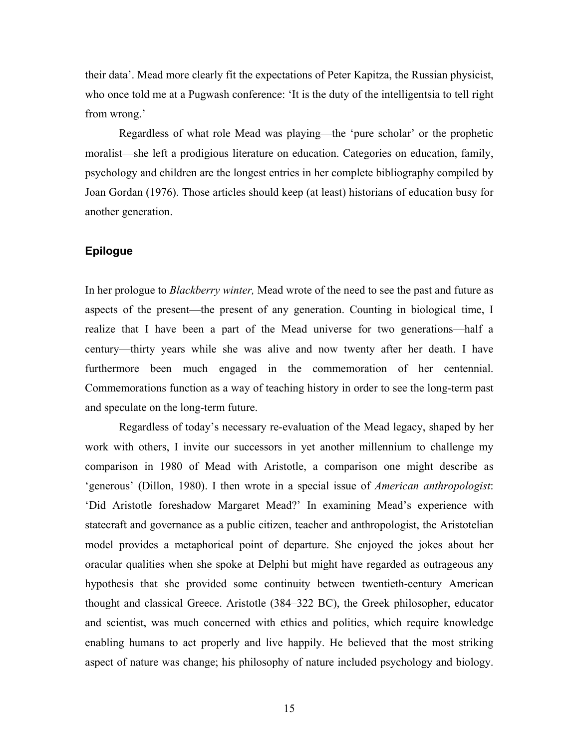their data'. Mead more clearly fit the expectations of Peter Kapitza, the Russian physicist, who once told me at a Pugwash conference: 'It is the duty of the intelligentsia to tell right from wrong.'

Regardless of what role Mead was playing—the 'pure scholar' or the prophetic moralist—she left a prodigious literature on education. Categories on education, family, psychology and children are the longest entries in her complete bibliography compiled by Joan Gordan (1976). Those articles should keep (at least) historians of education busy for another generation.

## Epilogue

In her prologue to *Blackberry winter,* Mead wrote of the need to see the past and future as aspects of the present—the present of any generation. Counting in biological time, I realize that I have been a part of the Mead universe for two generations—half a century—thirty years while she was alive and now twenty after her death. I have furthermore been much engaged in the commemoration of her centennial. Commemorations function as a way of teaching history in order to see the long-term past and speculate on the long-term future.

Regardless of today's necessary re-evaluation of the Mead legacy, shaped by her work with others, I invite our successors in yet another millennium to challenge my comparison in 1980 of Mead with Aristotle, a comparison one might describe as 'generous' (Dillon, 1980). I then wrote in a special issue of *American anthropologist*: 'Did Aristotle foreshadow Margaret Mead?' In examining Mead's experience with statecraft and governance as a public citizen, teacher and anthropologist, the Aristotelian model provides a metaphorical point of departure. She enjoyed the jokes about her oracular qualities when she spoke at Delphi but might have regarded as outrageous any hypothesis that she provided some continuity between twentieth-century American thought and classical Greece. Aristotle (384–322 BC), the Greek philosopher, educator and scientist, was much concerned with ethics and politics, which require knowledge enabling humans to act properly and live happily. He believed that the most striking aspect of nature was change; his philosophy of nature included psychology and biology.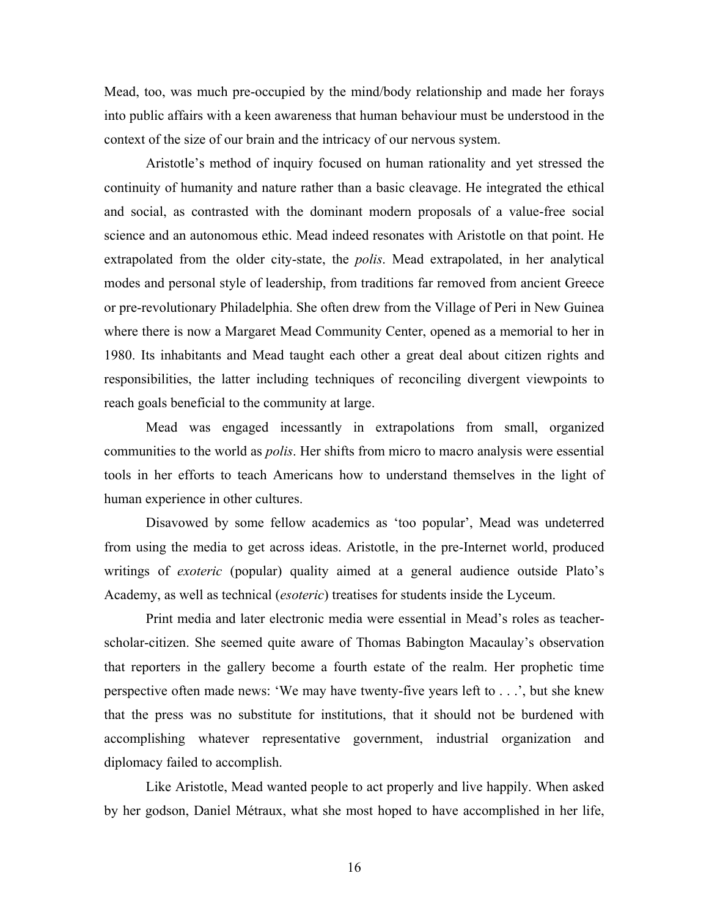Mead, too, was much pre-occupied by the mind/body relationship and made her forays into public affairs with a keen awareness that human behaviour must be understood in the context of the size of our brain and the intricacy of our nervous system.

Aristotle's method of inquiry focused on human rationality and yet stressed the continuity of humanity and nature rather than a basic cleavage. He integrated the ethical and social, as contrasted with the dominant modern proposals of a value-free social science and an autonomous ethic. Mead indeed resonates with Aristotle on that point. He extrapolated from the older city-state, the *polis*. Mead extrapolated, in her analytical modes and personal style of leadership, from traditions far removed from ancient Greece or pre-revolutionary Philadelphia. She often drew from the Village of Peri in New Guinea where there is now a Margaret Mead Community Center, opened as a memorial to her in 1980. Its inhabitants and Mead taught each other a great deal about citizen rights and responsibilities, the latter including techniques of reconciling divergent viewpoints to reach goals beneficial to the community at large.

Mead was engaged incessantly in extrapolations from small, organized communities to the world as *polis*. Her shifts from micro to macro analysis were essential tools in her efforts to teach Americans how to understand themselves in the light of human experience in other cultures.

Disavowed by some fellow academics as 'too popular', Mead was undeterred from using the media to get across ideas. Aristotle, in the pre-Internet world, produced writings of *exoteric* (popular) quality aimed at a general audience outside Plato's Academy, as well as technical (*esoteric*) treatises for students inside the Lyceum.

Print media and later electronic media were essential in Mead's roles as teacher-scholar-citizen. She seemed quite aware of Thomas Babington Macaulay's observation that reporters in the gallery become a fourth estate of the realm. Her prophetic time perspective often made news: 'We may have twenty-five years left to . . .', but she knew that the press was no substitute for institutions, that it should not be burdened with accomplishing whatever representative government, industrial organization and diplomacy failed to accomplish.

Like Aristotle, Mead wanted people to act properly and live happily. When asked by her godson, Daniel Métraux, what she most hoped to have accomplished in her life,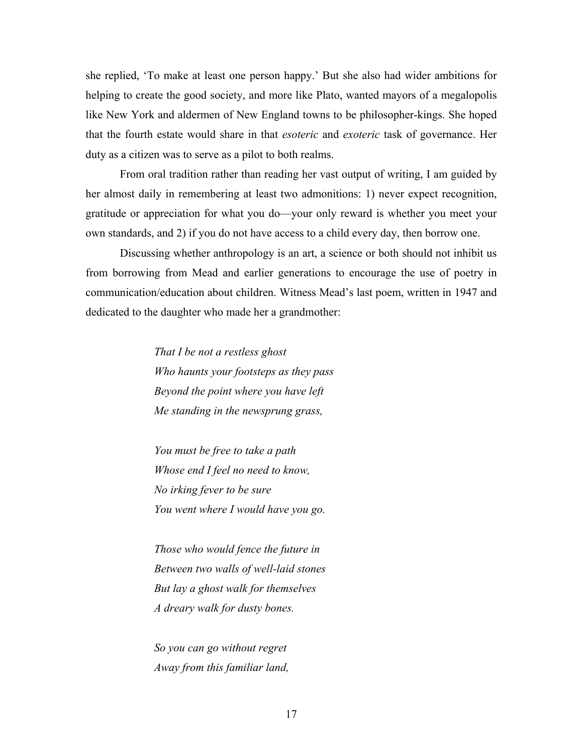she replied, 'To make at least one person happy.' But she also had wider ambitions for helping to create the good society, and more like Plato, wanted mayors of a megalopolis like New York and aldermen of New England towns to be philosopher-kings. She hoped that the fourth estate would share in that *esoteric* and *exoteric* task of governance. Her duty as a citizen was to serve as a pilot to both realms.

From oral tradition rather than reading her vast output of writing, I am guided by her almost daily in remembering at least two admonitions: 1) never expect recognition, gratitude or appreciation for what you do—your only reward is whether you meet your own standards, and 2) if you do not have access to a child every day, then borrow one.

Discussing whether anthropology is an art, a science or both should not inhibit us from borrowing from Mead and earlier generations to encourage the use of poetry in communication/education about children. Witness Mead's last poem, written in 1947 and dedicated to the daughter who made her a grandmother:

> *That I be not a restless ghost*
> *Who haunts your footsteps as they pass*
> *Beyond the point where you have left*
> *Me standing in the newsprung grass,*
>
> *You must be free to take a path*
> *Whose end I feel no need to know,*
> *No irking fever to be sure*
> *You went where I would have you go.*
>
> *Those who would fence the future in*
> *Between two walls of well-laid stones*
> *But lay a ghost walk for themselves*
> *A dreary walk for dusty bones.*
>
> *So you can go without regret*
> *Away from this familiar land,*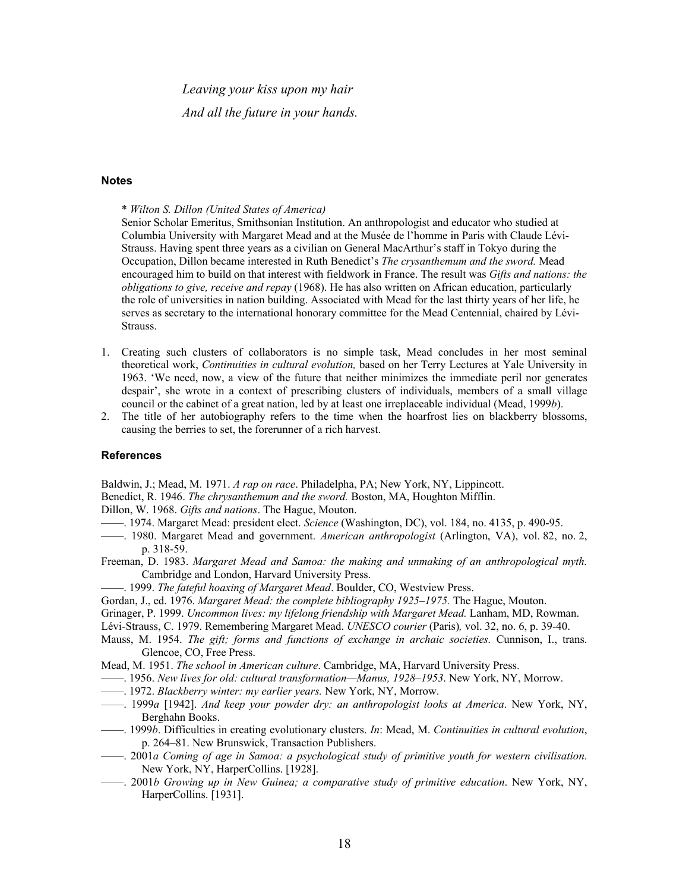*Leaving your kiss upon my hair*

*And all the future in your hands.*

### Notes

\* *Wilton S. Dillon (United States of America)*

Senior Scholar Emeritus, Smithsonian Institution. An anthropologist and educator who studied at Columbia University with Margaret Mead and at the Musée de l'homme in Paris with Claude Lévi-Strauss. Having spent three years as a civilian on General MacArthur's staff in Tokyo during the Occupation, Dillon became interested in Ruth Benedict's *The crysanthemum and the sword.* Mead encouraged him to build on that interest with fieldwork in France. The result was *Gifts and nations: the obligations to give, receive and repay* (1968). He has also written on African education, particularly the role of universities in nation building. Associated with Mead for the last thirty years of her life, he serves as secretary to the international honorary committee for the Mead Centennial, chaired by Lévi-Strauss.

1. Creating such clusters of collaborators is no simple task, Mead concludes in her most seminal theoretical work, *Continuities in cultural evolution,* based on her Terry Lectures at Yale University in 1963. 'We need, now, a view of the future that neither minimizes the immediate peril nor generates despair', she wrote in a context of prescribing clusters of individuals, members of a small village council or the cabinet of a great nation, led by at least one irreplaceable individual (Mead, 1999*b*).
2. The title of her autobiography refers to the time when the hoarfrost lies on blackberry blossoms, causing the berries to set, the forerunner of a rich harvest.

### References

Baldwin, J.; Mead, M. 1971. *A rap on race*. Philadelphia, PA; New York, NY, Lippincott.

Benedict, R. 1946. *The chrysanthemum and the sword.* Boston, MA, Houghton Mifflin.

Dillon, W. 1968. *Gifts and nations*. The Hague, Mouton.

——. 1974. Margaret Mead: president elect. *Science* (Washington, DC), vol. 184, no. 4135, p. 490-95.

——. 1980. Margaret Mead and government. *American anthropologist* (Arlington, VA), vol. 82, no. 2, p. 318-59.

Freeman, D. 1983. *Margaret Mead and Samoa: the making and unmaking of an anthropological myth.* Cambridge and London, Harvard University Press.

——. 1999. *The fateful hoaxing of Margaret Mead*. Boulder, CO, Westview Press.

Gordan, J., ed. 1976. *Margaret Mead: the complete bibliography 1925–1975.* The Hague, Mouton.

Grinager, P. 1999. *Uncommon lives: my lifelong friendship with Margaret Mead.* Lanham, MD, Rowman.

Lévi-Strauss, C. 1979. Remembering Margaret Mead. *UNESCO courier* (Paris)*,* vol. 32, no. 6, p. 39-40.

Mauss, M. 1954. *The gift; forms and functions of exchange in archaic societies.* Cunnison, I., trans. Glencoe, CO, Free Press.

Mead, M. 1951. *The school in American culture*. Cambridge, MA, Harvard University Press.

——. 1956. *New lives for old: cultural transformation—Manus, 1928–1953*. New York, NY, Morrow.

——. 1972. *Blackberry winter: my earlier years.* New York, NY, Morrow.

——. 1999*a* [1942]. *And keep your powder dry: an anthropologist looks at America*. New York, NY, Berghahn Books.

——. 1999*b*. Difficulties in creating evolutionary clusters. *In*: Mead, M. *Continuities in cultural evolution*, p. 264–81. New Brunswick, Transaction Publishers.

——. 2001*a Coming of age in Samoa: a psychological study of primitive youth for western civilisation*. New York, NY, HarperCollins. [1928].

——. 2001*b Growing up in New Guinea; a comparative study of primitive education*. New York, NY, HarperCollins. [1931].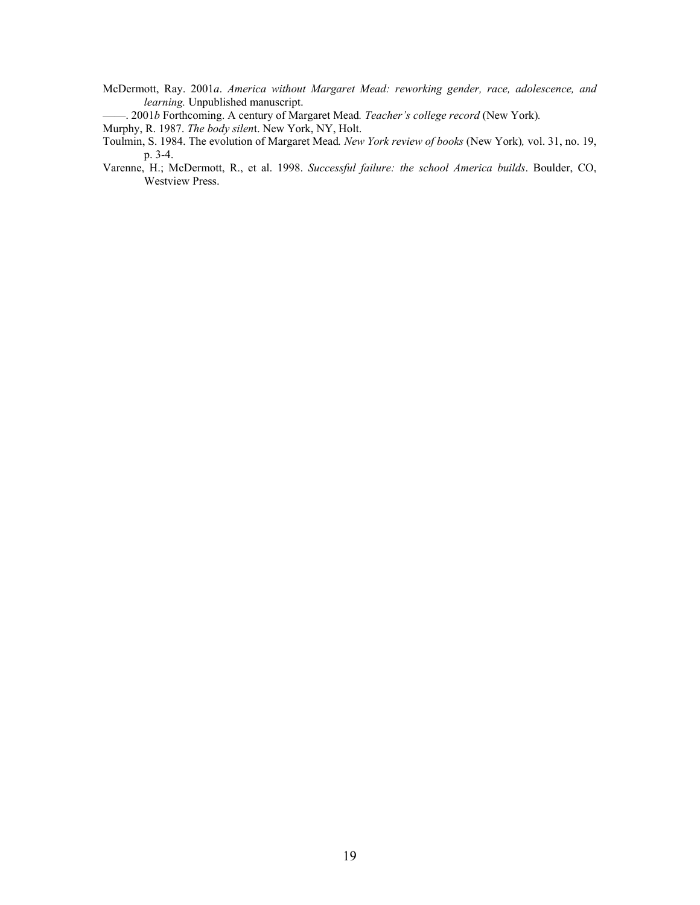McDermott, Ray. 2001*a*. *America without Margaret Mead: reworking gender, race, adolescence, and learning.* Unpublished manuscript.

——. 2001*b* Forthcoming. A century of Margaret Mead*. Teacher's college record* (New York)*.*

Murphy, R. 1987. *The body silen*t. New York, NY, Holt.

Toulmin, S. 1984. The evolution of Margaret Mead*. New York review of books* (New York)*,* vol. 31, no. 19, p. 3-4.

Varenne, H.; McDermott, R., et al. 1998. *Successful failure: the school America builds*. Boulder, CO, Westview Press.